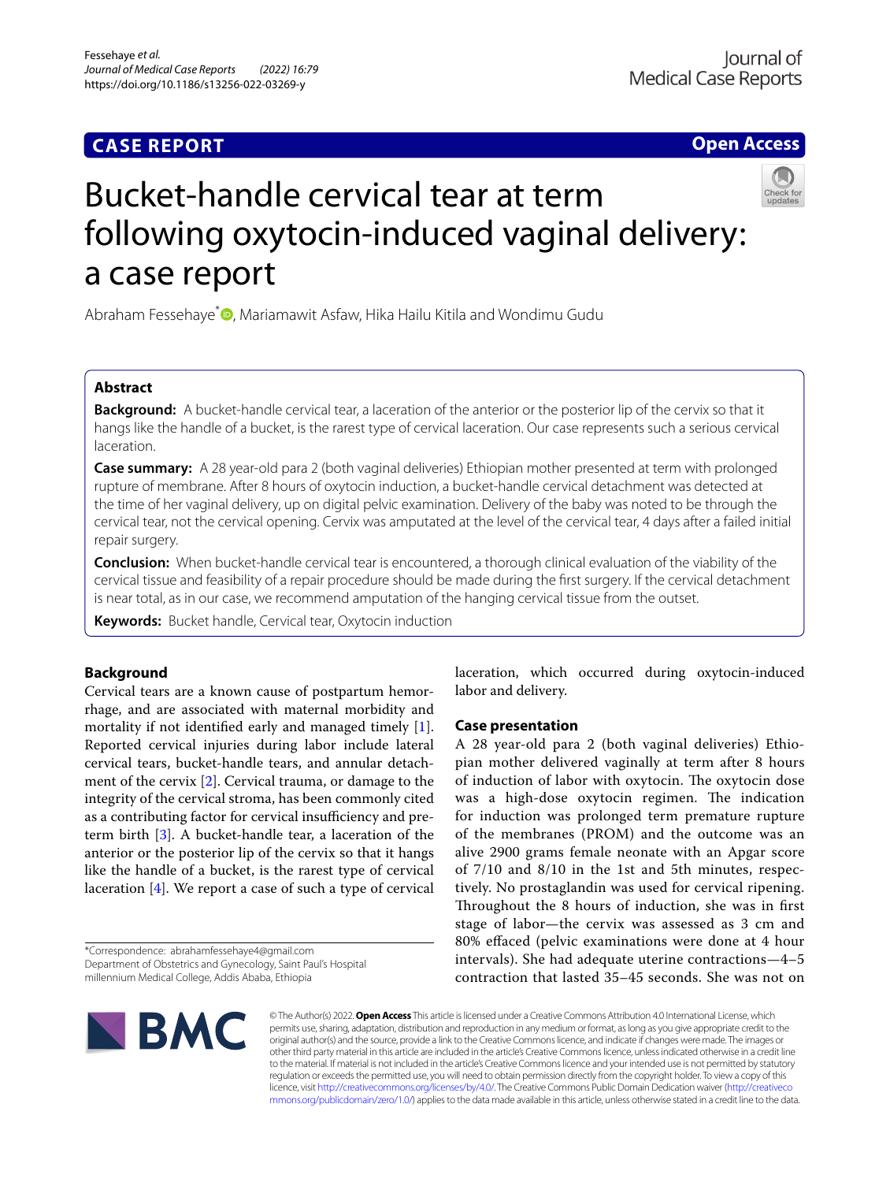## CASE REPORT

## Open Access

# Bucket-handle cervical tear at term following oxytocin-induced vaginal delivery: a case report

Abraham Fessehaye*, Mariamawit Asfaw, Hika Hailu Kitila and Wondimu Gudu

## Abstract

**Background:** A bucket-handle cervical tear, a laceration of the anterior or the posterior lip of the cervix so that it hangs like the handle of a bucket, is the rarest type of cervical laceration. Our case represents such a serious cervical laceration.

**Case summary:** A 28 year-old para 2 (both vaginal deliveries) Ethiopian mother presented at term with prolonged rupture of membrane. After 8 hours of oxytocin induction, a bucket-handle cervical detachment was detected at the time of her vaginal delivery, up on digital pelvic examination. Delivery of the baby was noted to be through the cervical tear, not the cervical opening. Cervix was amputated at the level of the cervical tear, 4 days after a failed initial repair surgery.

**Conclusion:** When bucket-handle cervical tear is encountered, a thorough clinical evaluation of the viability of the cervical tissue and feasibility of a repair procedure should be made during the first surgery. If the cervical detachment is near total, as in our case, we recommend amputation of the hanging cervical tissue from the outset.

**Keywords:** Bucket handle, Cervical tear, Oxytocin induction

## Background

Cervical tears are a known cause of postpartum hemorrhage, and are associated with maternal morbidity and mortality if not identified early and managed timely [1]. Reported cervical injuries during labor include lateral cervical tears, bucket-handle tears, and annular detachment of the cervix [2]. Cervical trauma, or damage to the integrity of the cervical stroma, has been commonly cited as a contributing factor for cervical insufficiency and preterm birth [3]. A bucket-handle tear, a laceration of the anterior or the posterior lip of the cervix so that it hangs like the handle of a bucket, is the rarest type of cervical laceration [4]. We report a case of such a type of cervical laceration, which occurred during oxytocin-induced labor and delivery.

## Case presentation

A 28 year-old para 2 (both vaginal deliveries) Ethiopian mother delivered vaginally at term after 8 hours of induction of labor with oxytocin. The oxytocin dose was a high-dose oxytocin regimen. The indication for induction was prolonged term premature rupture of the membranes (PROM) and the outcome was an alive 2900 grams female neonate with an Apgar score of 7/10 and 8/10 in the 1st and 5th minutes, respectively. No prostaglandin was used for cervical ripening. Throughout the 8 hours of induction, she was in first stage of labor—the cervix was assessed as 3 cm and 80% effaced (pelvic examinations were done at 4 hour intervals). She had adequate uterine contractions—4–5 contraction that lasted 35–45 seconds. She was not on

*Correspondence: abrahamfessehaye4@gmail.com
Department of Obstetrics and Gynecology, Saint Paul's Hospital millennium Medical College, Addis Ababa, Ethiopia

© The Author(s) 2022. **Open Access** This article is licensed under a Creative Commons Attribution 4.0 International License, which permits use, sharing, adaptation, distribution and reproduction in any medium or format, as long as you give appropriate credit to the original author(s) and the source, provide a link to the Creative Commons licence, and indicate if changes were made. The images or other third party material in this article are included in the article's Creative Commons licence, unless indicated otherwise in a credit line to the material. If material is not included in the article's Creative Commons licence and your intended use is not permitted by statutory regulation or exceeds the permitted use, you will need to obtain permission directly from the copyright holder. To view a copy of this licence, visit http://creativecommons.org/licenses/by/4.0/. The Creative Commons Public Domain Dedication waiver (http://creativecommons.org/publicdomain/zero/1.0/) applies to the data made available in this article, unless otherwise stated in a credit line to the data.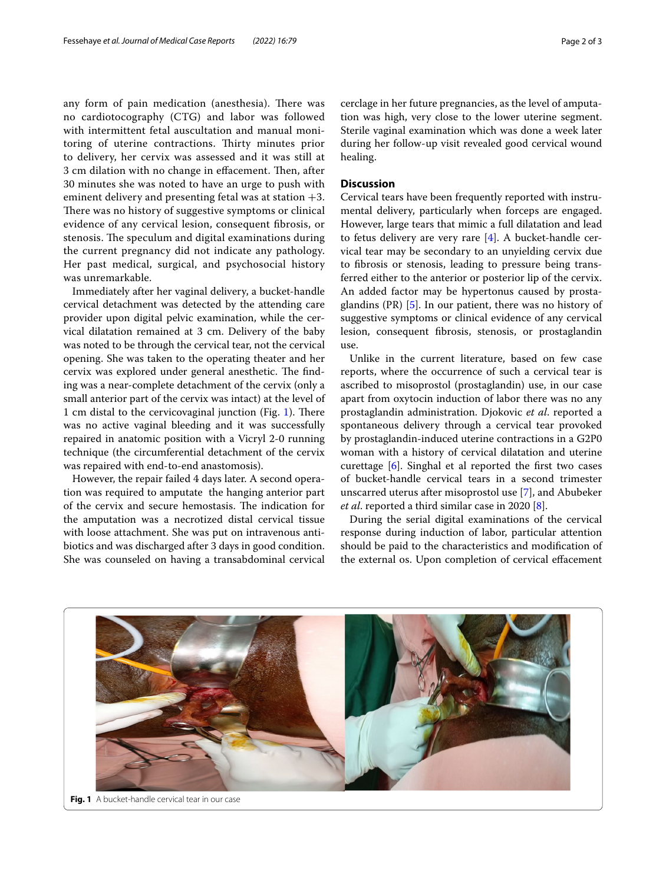any form of pain medication (anesthesia). There was no cardiotocography (CTG) and labor was followed with intermittent fetal auscultation and manual monitoring of uterine contractions. Thirty minutes prior to delivery, her cervix was assessed and it was still at 3 cm dilation with no change in effacement. Then, after 30 minutes she was noted to have an urge to push with eminent delivery and presenting fetal was at station +3. There was no history of suggestive symptoms or clinical evidence of any cervical lesion, consequent fibrosis, or stenosis. The speculum and digital examinations during the current pregnancy did not indicate any pathology. Her past medical, surgical, and psychosocial history was unremarkable.

Immediately after her vaginal delivery, a bucket-handle cervical detachment was detected by the attending care provider upon digital pelvic examination, while the cervical dilatation remained at 3 cm. Delivery of the baby was noted to be through the cervical tear, not the cervical opening. She was taken to the operating theater and her cervix was explored under general anesthetic. The finding was a near-complete detachment of the cervix (only a small anterior part of the cervix was intact) at the level of 1 cm distal to the cervicovaginal junction (Fig. 1). There was no active vaginal bleeding and it was successfully repaired in anatomic position with a Vicryl 2-0 running technique (the circumferential detachment of the cervix was repaired with end-to-end anastomosis).

However, the repair failed 4 days later. A second operation was required to amputate the hanging anterior part of the cervix and secure hemostasis. The indication for the amputation was a necrotized distal cervical tissue with loose attachment. She was put on intravenous antibiotics and was discharged after 3 days in good condition. She was counseled on having a transabdominal cervical cerclage in her future pregnancies, as the level of amputation was high, very close to the lower uterine segment. Sterile vaginal examination which was done a week later during her follow-up visit revealed good cervical wound healing.

## Discussion

Cervical tears have been frequently reported with instrumental delivery, particularly when forceps are engaged. However, large tears that mimic a full dilatation and lead to fetus delivery are very rare [4]. A bucket-handle cervical tear may be secondary to an unyielding cervix due to fibrosis or stenosis, leading to pressure being transferred either to the anterior or posterior lip of the cervix. An added factor may be hypertonus caused by prostaglandins (PR) [5]. In our patient, there was no history of suggestive symptoms or clinical evidence of any cervical lesion, consequent fibrosis, stenosis, or prostaglandin use.

Unlike in the current literature, based on few case reports, where the occurrence of such a cervical tear is ascribed to misoprostol (prostaglandin) use, in our case apart from oxytocin induction of labor there was no any prostaglandin administration. Djokovic *et al.* reported a spontaneous delivery through a cervical tear provoked by prostaglandin-induced uterine contractions in a G2P0 woman with a history of cervical dilatation and uterine curettage [6]. Singhal et al reported the first two cases of bucket-handle cervical tears in a second trimester unscarred uterus after misoprostol use [7], and Abubeker *et al.* reported a third similar case in 2020 [8].

During the serial digital examinations of the cervical response during induction of labor, particular attention should be paid to the characteristics and modification of the external os. Upon completion of cervical effacement

**Fig. 1** A bucket-handle cervical tear in our case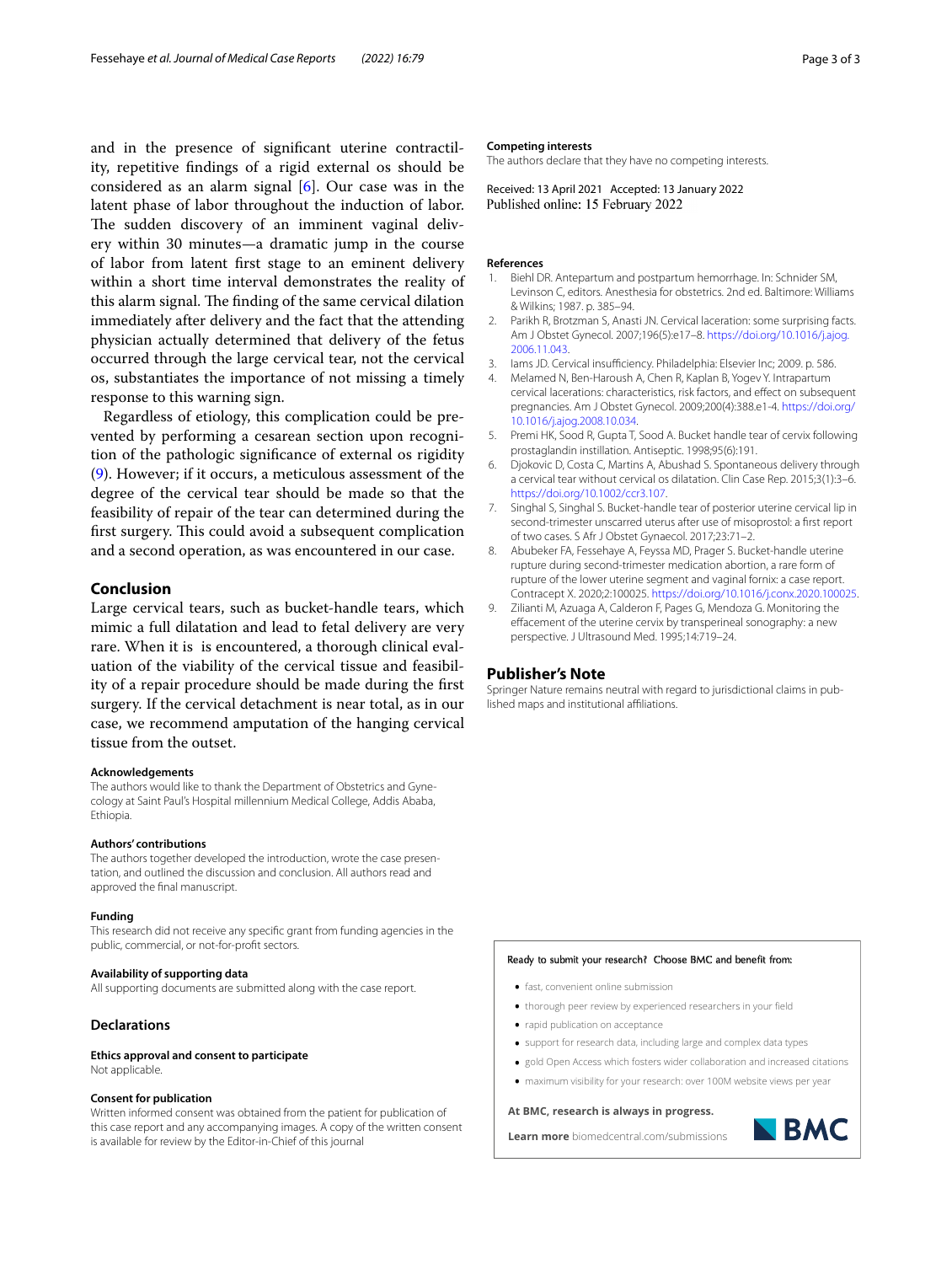and in the presence of significant uterine contractility, repetitive findings of a rigid external os should be considered as an alarm signal [6]. Our case was in the latent phase of labor throughout the induction of labor. The sudden discovery of an imminent vaginal delivery within 30 minutes—a dramatic jump in the course of labor from latent first stage to an eminent delivery within a short time interval demonstrates the reality of this alarm signal. The finding of the same cervical dilation immediately after delivery and the fact that the attending physician actually determined that delivery of the fetus occurred through the large cervical tear, not the cervical os, substantiates the importance of not missing a timely response to this warning sign.

Regardless of etiology, this complication could be prevented by performing a cesarean section upon recognition of the pathologic significance of external os rigidity (9). However; if it occurs, a meticulous assessment of the degree of the cervical tear should be made so that the feasibility of repair of the tear can determined during the first surgery. This could avoid a subsequent complication and a second operation, as was encountered in our case.

## Conclusion

Large cervical tears, such as bucket-handle tears, which mimic a full dilatation and lead to fetal delivery are very rare. When it is is encountered, a thorough clinical evaluation of the viability of the cervical tissue and feasibility of a repair procedure should be made during the first surgery. If the cervical detachment is near total, as in our case, we recommend amputation of the hanging cervical tissue from the outset.

#### Acknowledgements

The authors would like to thank the Department of Obstetrics and Gynecology at Saint Paul's Hospital millennium Medical College, Addis Ababa, Ethiopia.

#### Authors' contributions

The authors together developed the introduction, wrote the case presentation, and outlined the discussion and conclusion. All authors read and approved the final manuscript.

#### Funding

This research did not receive any specific grant from funding agencies in the public, commercial, or not-for-profit sectors.

#### Availability of supporting data

All supporting documents are submitted along with the case report.

### Declarations

#### Ethics approval and consent to participate

Not applicable.

#### Consent for publication

Written informed consent was obtained from the patient for publication of this case report and any accompanying images. A copy of the written consent is available for review by the Editor-in-Chief of this journal

#### Competing interests

The authors declare that they have no competing interests.

Received: 13 April 2021 Accepted: 13 January 2022
Published online: 15 February 2022

#### References

1. Biehl DR. Antepartum and postpartum hemorrhage. In: Schnider SM, Levinson C, editors. Anesthesia for obstetrics. 2nd ed. Baltimore: Williams & Wilkins; 1987. p. 385–94.
2. Parikh R, Brotzman S, Anasti JN. Cervical laceration: some surprising facts. Am J Obstet Gynecol. 2007;196(5):e17–8. https://doi.org/10.1016/j.ajog.2006.11.043.
3. Iams JD. Cervical insufficiency. Philadelphia: Elsevier Inc; 2009. p. 586.
4. Melamed N, Ben-Haroush A, Chen R, Kaplan B, Yogev Y. Intrapartum cervical lacerations: characteristics, risk factors, and effect on subsequent pregnancies. Am J Obstet Gynecol. 2009;200(4):388.e1-4. https://doi.org/10.1016/j.ajog.2008.10.034.
5. Premi HK, Sood R, Gupta T, Sood A. Bucket handle tear of cervix following prostaglandin instillation. Antiseptic. 1998;95(6):191.
6. Djokovic D, Costa C, Martins A, Abushad S. Spontaneous delivery through a cervical tear without cervical os dilatation. Clin Case Rep. 2015;3(1):3–6. https://doi.org/10.1002/ccr3.107.
7. Singhal S, Singhal S. Bucket-handle tear of posterior uterine cervical lip in second-trimester unscarred uterus after use of misoprostol: a first report of two cases. S Afr J Obstet Gynaecol. 2017;23:71–2.
8. Abubeker FA, Fessehaye A, Feyssa MD, Prager S. Bucket-handle uterine rupture during second-trimester medication abortion, a rare form of rupture of the lower uterine segment and vaginal fornix: a case report. Contracept X. 2020;2:100025. https://doi.org/10.1016/j.conx.2020.100025.
9. Zilianti M, Azuaga A, Calderon F, Pages G, Mendoza G. Monitoring the effacement of the uterine cervix by transperineal sonography: a new perspective. J Ultrasound Med. 1995;14:719–24.

## Publisher's Note

Springer Nature remains neutral with regard to jurisdictional claims in published maps and institutional affiliations.

Ready to submit your research? Choose BMC and benefit from:

- fast, convenient online submission
- thorough peer review by experienced researchers in your field
- rapid publication on acceptance
- support for research data, including large and complex data types
- gold Open Access which fosters wider collaboration and increased citations
- maximum visibility for your research: over 100M website views per year

**At BMC, research is always in progress.**

**Learn more** biomedcentral.com/submissions

BMC